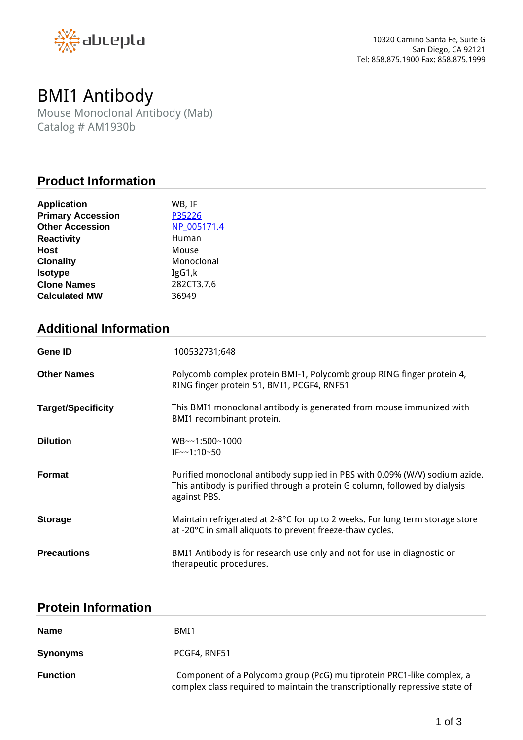abcepta

10320 Camino Santa Fe, Suite G
San Diego, CA 92121
Tel: 858.875.1900 Fax: 858.875.1999

# BMI1 Antibody

Mouse Monoclonal Antibody (Mab)
Catalog # AM1930b

## Product Information

| | |
|---|---|
| **Application** | WB, IF |
| **Primary Accession** | P35226 |
| **Other Accession** | NP_005171.4 |
| **Reactivity** | Human |
| **Host** | Mouse |
| **Clonality** | Monoclonal |
| **Isotype** | IgG1,k |
| **Clone Names** | 282CT3.7.6 |
| **Calculated MW** | 36949 |

## Additional Information

| | |
|---|---|
| **Gene ID** | 100532731;648 |
| **Other Names** | Polycomb complex protein BMI-1, Polycomb group RING finger protein 4, RING finger protein 51, BMI1, PCGF4, RNF51 |
| **Target/Specificity** | This BMI1 monoclonal antibody is generated from mouse immunized with BMI1 recombinant protein. |
| **Dilution** | WB~~1:500~1000<br>IF~~1:10~50 |
| **Format** | Purified monoclonal antibody supplied in PBS with 0.09% (W/V) sodium azide. This antibody is purified through a protein G column, followed by dialysis against PBS. |
| **Storage** | Maintain refrigerated at 2-8°C for up to 2 weeks. For long term storage store at -20°C in small aliquots to prevent freeze-thaw cycles. |
| **Precautions** | BMI1 Antibody is for research use only and not for use in diagnostic or therapeutic procedures. |

## Protein Information

| | |
|---|---|
| **Name** | BMI1 |
| **Synonyms** | PCGF4, RNF51 |
| **Function** | Component of a Polycomb group (PcG) multiprotein PRC1-like complex, a complex class required to maintain the transcriptionally repressive state of |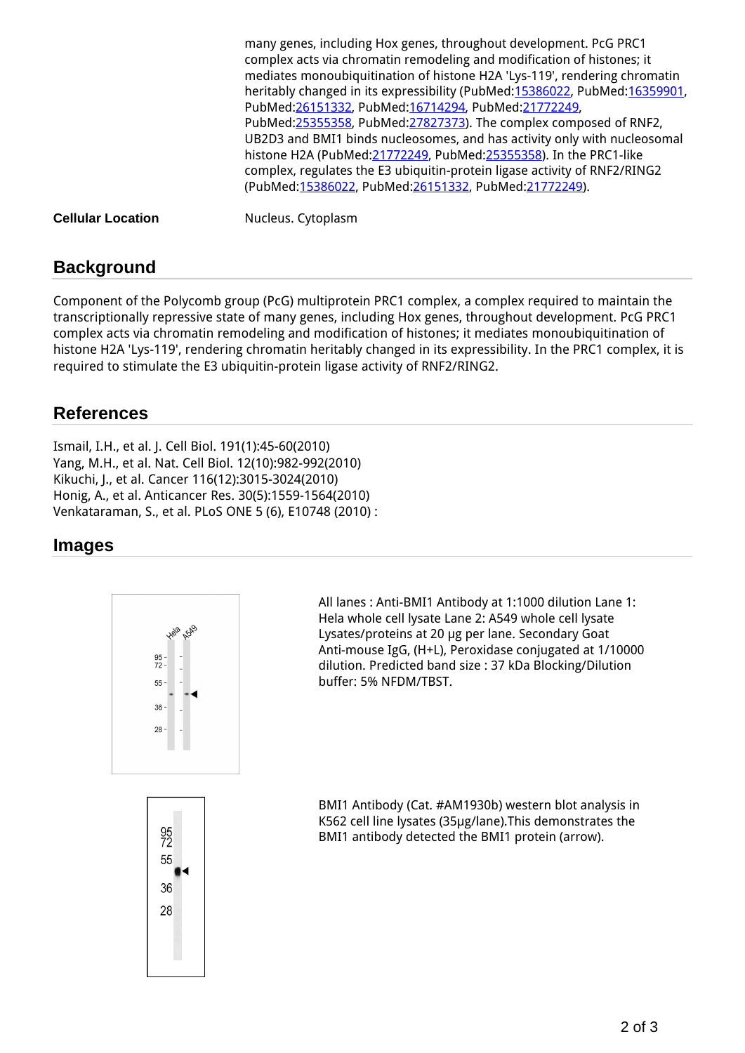many genes, including Hox genes, throughout development. PcG PRC1 complex acts via chromatin remodeling and modification of histones; it mediates monoubiquitination of histone H2A 'Lys-119', rendering chromatin heritably changed in its expressibility (PubMed:15386022, PubMed:16359901, PubMed:26151332, PubMed:16714294, PubMed:21772249, PubMed:25355358, PubMed:27827373). The complex composed of RNF2, UB2D3 and BMI1 binds nucleosomes, and has activity only with nucleosomal histone H2A (PubMed:21772249, PubMed:25355358). In the PRC1-like complex, regulates the E3 ubiquitin-protein ligase activity of RNF2/RING2 (PubMed:15386022, PubMed:26151332, PubMed:21772249).

**Cellular Location** Nucleus. Cytoplasm

## Background

Component of the Polycomb group (PcG) multiprotein PRC1 complex, a complex required to maintain the transcriptionally repressive state of many genes, including Hox genes, throughout development. PcG PRC1 complex acts via chromatin remodeling and modification of histones; it mediates monoubiquitination of histone H2A 'Lys-119', rendering chromatin heritably changed in its expressibility. In the PRC1 complex, it is required to stimulate the E3 ubiquitin-protein ligase activity of RNF2/RING2.

## References

Ismail, I.H., et al. J. Cell Biol. 191(1):45-60(2010)
Yang, M.H., et al. Nat. Cell Biol. 12(10):982-992(2010)
Kikuchi, J., et al. Cancer 116(12):3015-3024(2010)
Honig, A., et al. Anticancer Res. 30(5):1559-1564(2010)
Venkataraman, S., et al. PLoS ONE 5 (6), E10748 (2010) :

## Images

All lanes : Anti-BMI1 Antibody at 1:1000 dilution Lane 1: Hela whole cell lysate Lane 2: A549 whole cell lysate Lysates/proteins at 20 µg per lane. Secondary Goat Anti-mouse IgG, (H+L), Peroxidase conjugated at 1/10000 dilution. Predicted band size : 37 kDa Blocking/Dilution buffer: 5% NFDM/TBST.

BMI1 Antibody (Cat. #AM1930b) western blot analysis in K562 cell line lysates (35µg/lane).This demonstrates the BMI1 antibody detected the BMI1 protein (arrow).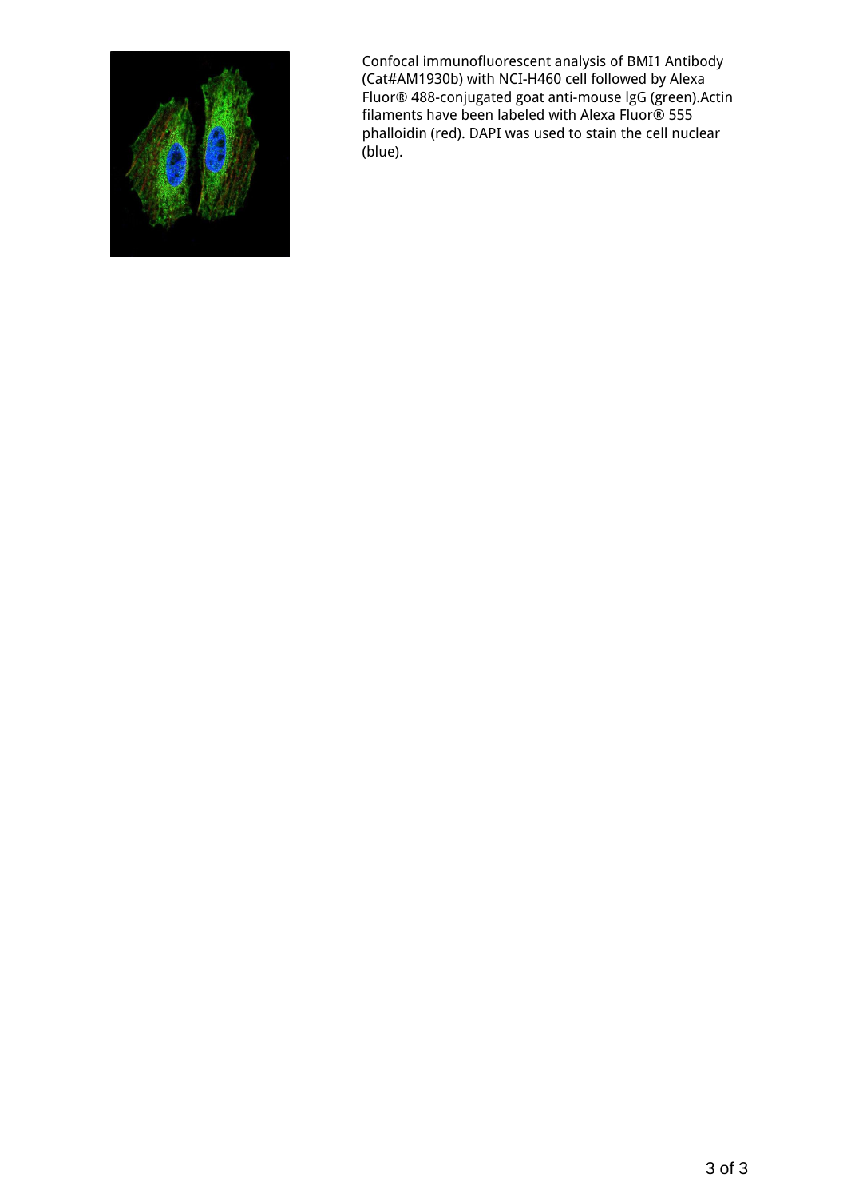Confocal immunofluorescent analysis of BMI1 Antibody (Cat#AM1930b) with NCI-H460 cell followed by Alexa Fluor® 488-conjugated goat anti-mouse lgG (green).Actin filaments have been labeled with Alexa Fluor® 555 phalloidin (red). DAPI was used to stain the cell nuclear (blue).